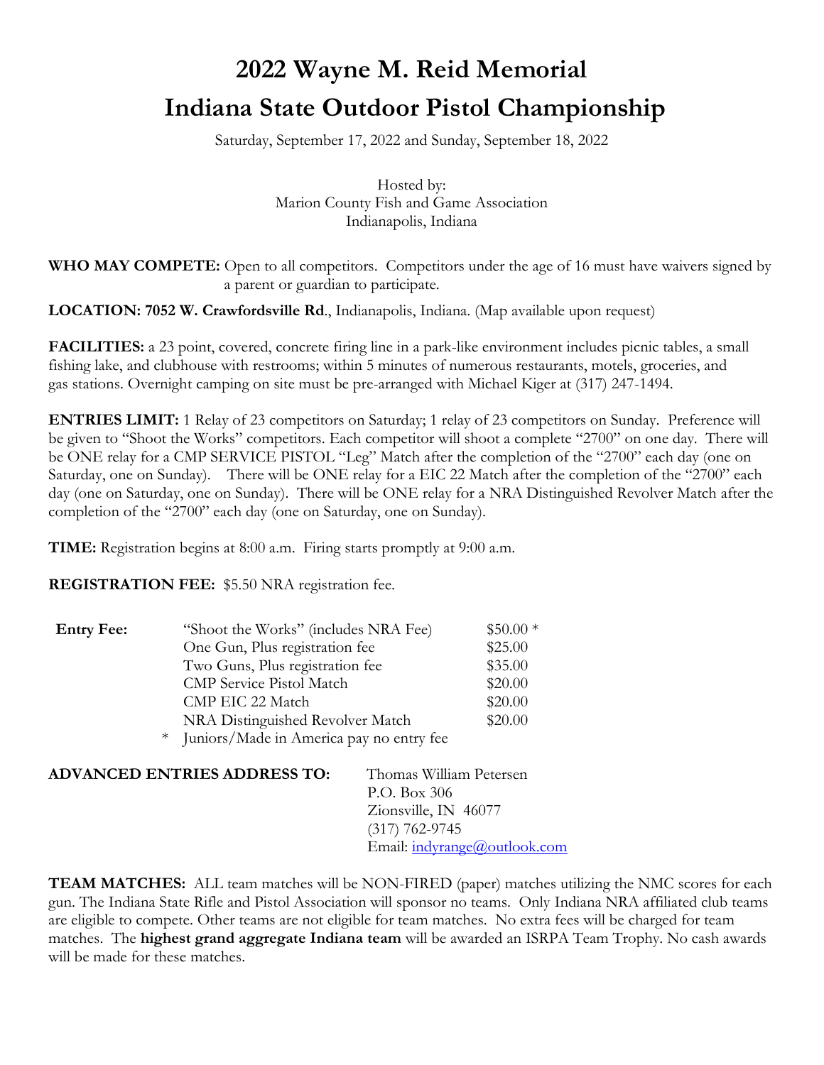# 2022 Wayne M. Reid Memorial
# Indiana State Outdoor Pistol Championship

Saturday, September 17, 2022 and Sunday, September 18, 2022

Hosted by:
Marion County Fish and Game Association
Indianapolis, Indiana

**WHO MAY COMPETE:** Open to all competitors. Competitors under the age of 16 must have waivers signed by a parent or guardian to participate.

**LOCATION: 7052 W. Crawfordsville Rd**., Indianapolis, Indiana. (Map available upon request)

**FACILITIES:** a 23 point, covered, concrete firing line in a park-like environment includes picnic tables, a small fishing lake, and clubhouse with restrooms; within 5 minutes of numerous restaurants, motels, groceries, and gas stations. Overnight camping on site must be pre-arranged with Michael Kiger at (317) 247-1494.

**ENTRIES LIMIT:** 1 Relay of 23 competitors on Saturday; 1 relay of 23 competitors on Sunday. Preference will be given to "Shoot the Works" competitors. Each competitor will shoot a complete "2700" on one day. There will be ONE relay for a CMP SERVICE PISTOL "Leg" Match after the completion of the "2700" each day (one on Saturday, one on Sunday). There will be ONE relay for a EIC 22 Match after the completion of the "2700" each day (one on Saturday, one on Sunday). There will be ONE relay for a NRA Distinguished Revolver Match after the completion of the "2700" each day (one on Saturday, one on Sunday).

**TIME:** Registration begins at 8:00 a.m. Firing starts promptly at 9:00 a.m.

**REGISTRATION FEE:** $5.50 NRA registration fee.

| **Entry Fee:** | | |
|---|---|---|
| | "Shoot the Works" (includes NRA Fee) | $50.00 * |
| | One Gun, Plus registration fee | $25.00 |
| | Two Guns, Plus registration fee | $35.00 |
| | CMP Service Pistol Match | $20.00 |
| | CMP EIC 22 Match | $20.00 |
| | NRA Distinguished Revolver Match | $20.00 |

\* Juniors/Made in America pay no entry fee

**ADVANCED ENTRIES ADDRESS TO:**

Thomas William Petersen
P.O. Box 306
Zionsville, IN 46077
(317) 762-9745
Email: indyrange@outlook.com

**TEAM MATCHES:** ALL team matches will be NON-FIRED (paper) matches utilizing the NMC scores for each gun. The Indiana State Rifle and Pistol Association will sponsor no teams. Only Indiana NRA affiliated club teams are eligible to compete. Other teams are not eligible for team matches. No extra fees will be charged for team matches. The **highest grand aggregate Indiana team** will be awarded an ISRPA Team Trophy. No cash awards will be made for these matches.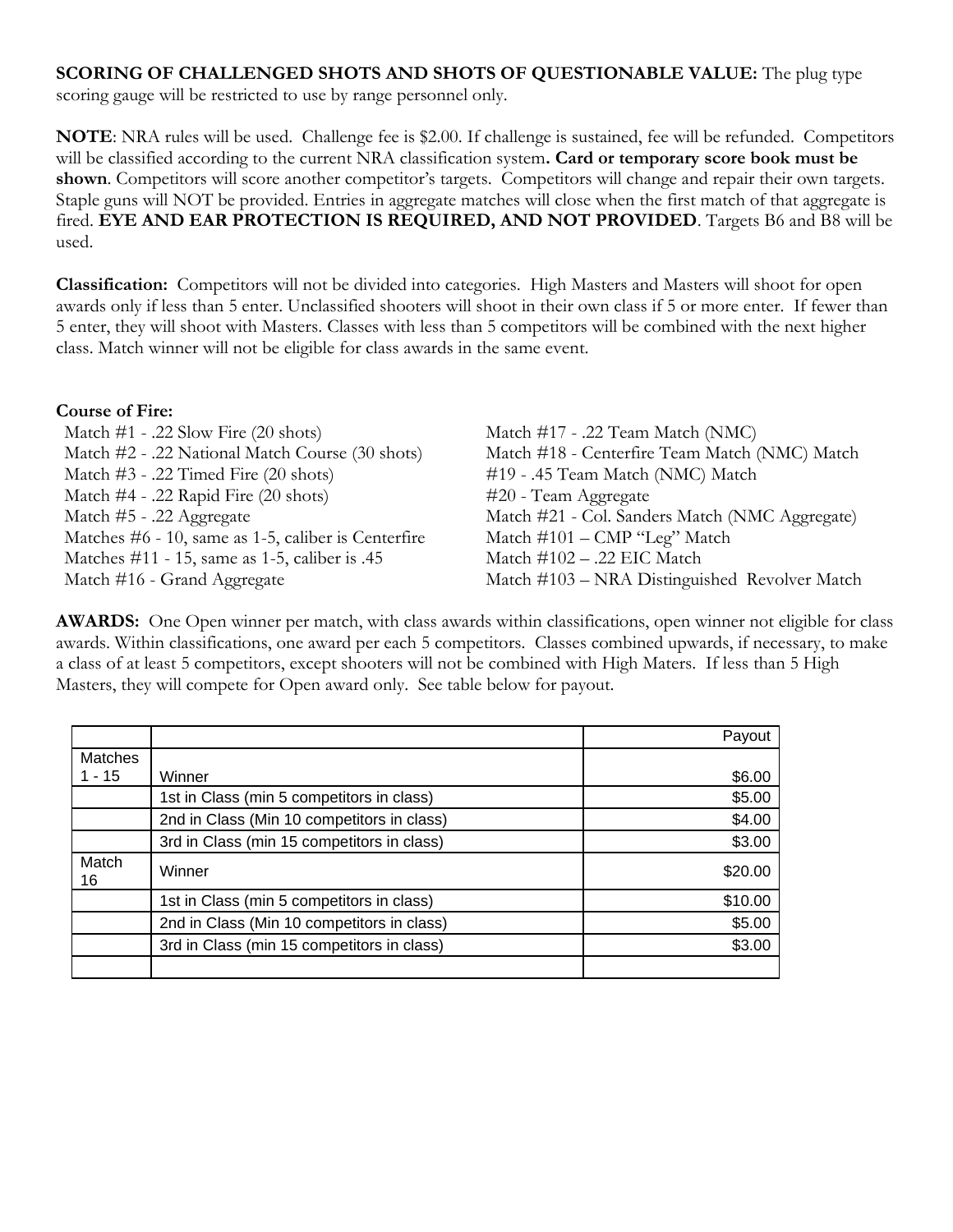**SCORING OF CHALLENGED SHOTS AND SHOTS OF QUESTIONABLE VALUE:** The plug type scoring gauge will be restricted to use by range personnel only.

**NOTE**: NRA rules will be used. Challenge fee is $2.00. If challenge is sustained, fee will be refunded. Competitors will be classified according to the current NRA classification system**. Card or temporary score book must be shown**. Competitors will score another competitor's targets. Competitors will change and repair their own targets. Staple guns will NOT be provided. Entries in aggregate matches will close when the first match of that aggregate is fired. **EYE AND EAR PROTECTION IS REQUIRED, AND NOT PROVIDED**. Targets B6 and B8 will be used.

**Classification:** Competitors will not be divided into categories. High Masters and Masters will shoot for open awards only if less than 5 enter. Unclassified shooters will shoot in their own class if 5 or more enter. If fewer than 5 enter, they will shoot with Masters. Classes with less than 5 competitors will be combined with the next higher class. Match winner will not be eligible for class awards in the same event.

**Course of Fire:**

Match #1 - .22 Slow Fire (20 shots)
Match #2 - .22 National Match Course (30 shots)
Match #3 - .22 Timed Fire (20 shots)
Match #4 - .22 Rapid Fire (20 shots)
Match #5 - .22 Aggregate
Matches #6 - 10, same as 1-5, caliber is Centerfire
Matches #11 - 15, same as 1-5, caliber is .45
Match #16 - Grand Aggregate
Match #17 - .22 Team Match (NMC)
Match #18 - Centerfire Team Match (NMC) Match
#19 - .45 Team Match (NMC) Match
#20 - Team Aggregate
Match #21 - Col. Sanders Match (NMC Aggregate)
Match #101 – CMP "Leg" Match
Match #102 – .22 EIC Match
Match #103 – NRA Distinguished Revolver Match

**AWARDS:** One Open winner per match, with class awards within classifications, open winner not eligible for class awards. Within classifications, one award per each 5 competitors. Classes combined upwards, if necessary, to make a class of at least 5 competitors, except shooters will not be combined with High Maters. If less than 5 High Masters, they will compete for Open award only. See table below for payout.

| | | Payout |
|---|---|---|
| Matches 1 - 15 | Winner | $6.00 |
| | 1st in Class (min 5 competitors in class) | $5.00 |
| | 2nd in Class (Min 10 competitors in class) | $4.00 |
| | 3rd in Class (min 15 competitors in class) | $3.00 |
| Match 16 | Winner | $20.00 |
| | 1st in Class (min 5 competitors in class) | $10.00 |
| | 2nd in Class (Min 10 competitors in class) | $5.00 |
| | 3rd in Class (min 15 competitors in class) | $3.00 |
| | | |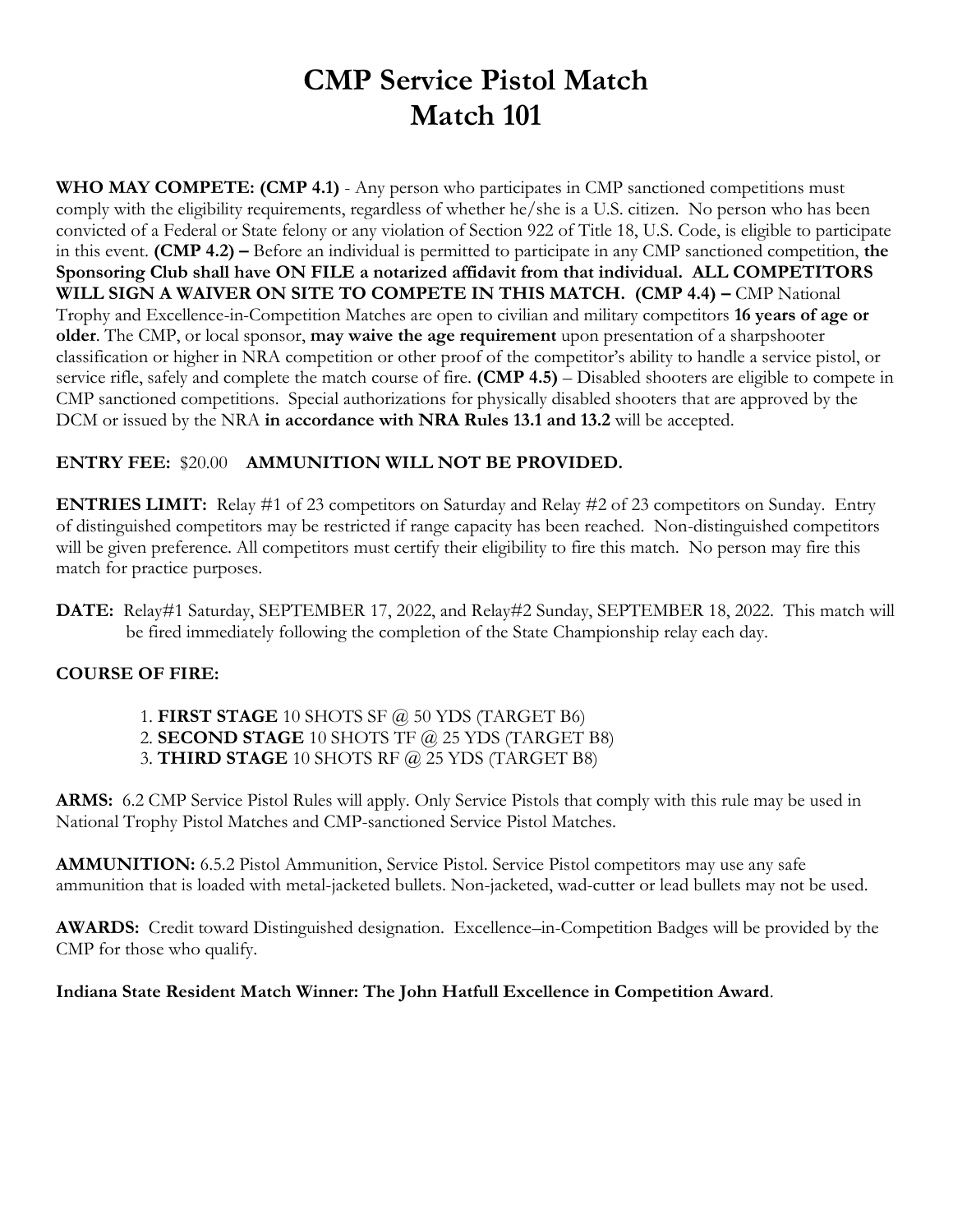# CMP Service Pistol Match
# Match 101

**WHO MAY COMPETE: (CMP 4.1)** - Any person who participates in CMP sanctioned competitions must comply with the eligibility requirements, regardless of whether he/she is a U.S. citizen. No person who has been convicted of a Federal or State felony or any violation of Section 922 of Title 18, U.S. Code, is eligible to participate in this event. **(CMP 4.2) –** Before an individual is permitted to participate in any CMP sanctioned competition, **the Sponsoring Club shall have ON FILE a notarized affidavit from that individual. ALL COMPETITORS WILL SIGN A WAIVER ON SITE TO COMPETE IN THIS MATCH. (CMP 4.4) –** CMP National Trophy and Excellence-in-Competition Matches are open to civilian and military competitors **16 years of age or older**. The CMP, or local sponsor, **may waive the age requirement** upon presentation of a sharpshooter classification or higher in NRA competition or other proof of the competitor's ability to handle a service pistol, or service rifle, safely and complete the match course of fire. **(CMP 4.5)** – Disabled shooters are eligible to compete in CMP sanctioned competitions. Special authorizations for physically disabled shooters that are approved by the DCM or issued by the NRA **in accordance with NRA Rules 13.1 and 13.2** will be accepted.

**ENTRY FEE:** $20.00 **AMMUNITION WILL NOT BE PROVIDED.**

**ENTRIES LIMIT:** Relay #1 of 23 competitors on Saturday and Relay #2 of 23 competitors on Sunday. Entry of distinguished competitors may be restricted if range capacity has been reached. Non-distinguished competitors will be given preference. All competitors must certify their eligibility to fire this match. No person may fire this match for practice purposes.

**DATE:** Relay#1 Saturday, SEPTEMBER 17, 2022, and Relay#2 Sunday, SEPTEMBER 18, 2022. This match will be fired immediately following the completion of the State Championship relay each day.

**COURSE OF FIRE:**

1. **FIRST STAGE** 10 SHOTS SF @ 50 YDS (TARGET B6)
2. **SECOND STAGE** 10 SHOTS TF @ 25 YDS (TARGET B8)
3. **THIRD STAGE** 10 SHOTS RF @ 25 YDS (TARGET B8)

**ARMS:** 6.2 CMP Service Pistol Rules will apply. Only Service Pistols that comply with this rule may be used in National Trophy Pistol Matches and CMP-sanctioned Service Pistol Matches.

**AMMUNITION:** 6.5.2 Pistol Ammunition, Service Pistol. Service Pistol competitors may use any safe ammunition that is loaded with metal-jacketed bullets. Non-jacketed, wad-cutter or lead bullets may not be used.

**AWARDS:** Credit toward Distinguished designation. Excellence–in-Competition Badges will be provided by the CMP for those who qualify.

**Indiana State Resident Match Winner: The John Hatfull Excellence in Competition Award**.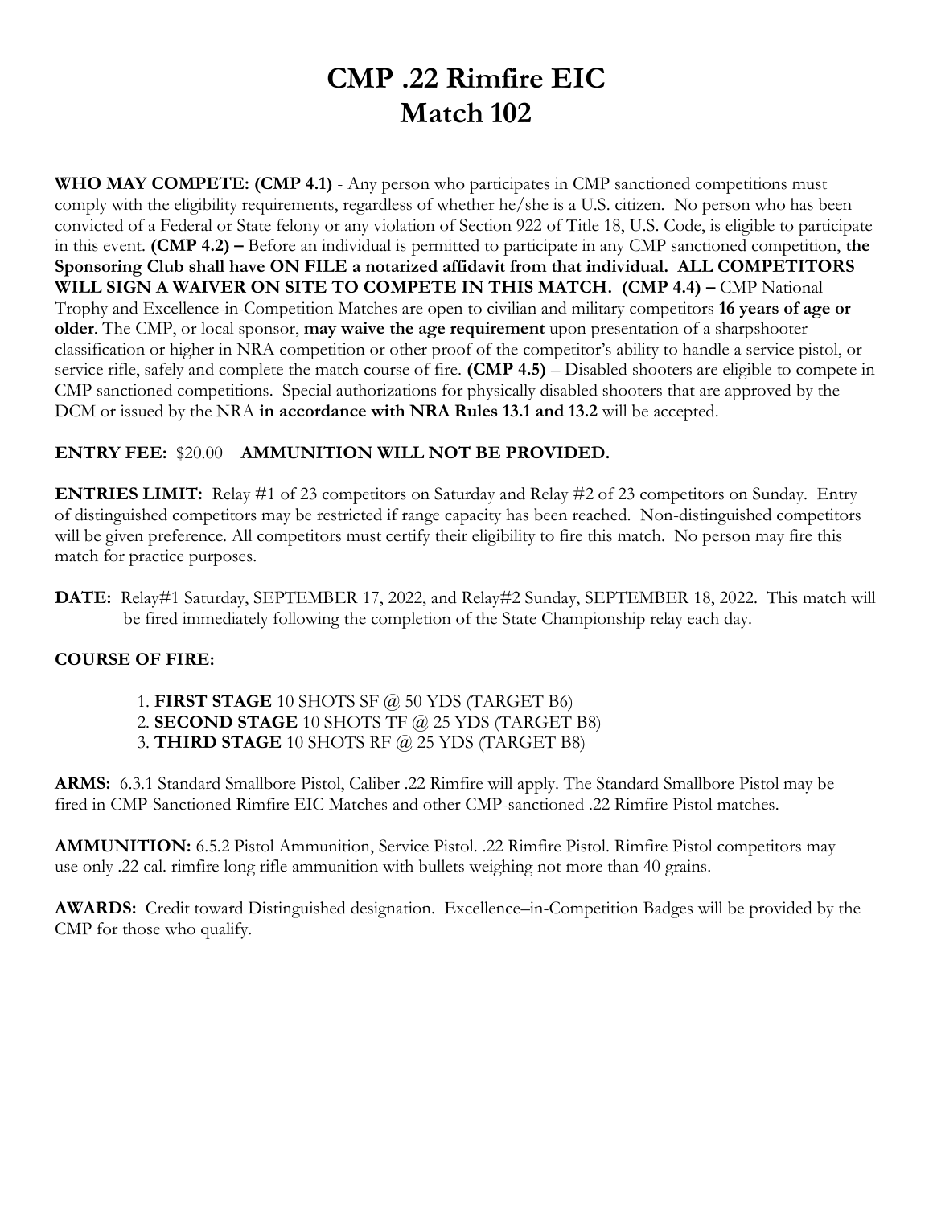# CMP .22 Rimfire EIC
# Match 102

**WHO MAY COMPETE: (CMP 4.1)** - Any person who participates in CMP sanctioned competitions must comply with the eligibility requirements, regardless of whether he/she is a U.S. citizen. No person who has been convicted of a Federal or State felony or any violation of Section 922 of Title 18, U.S. Code, is eligible to participate in this event. **(CMP 4.2) –** Before an individual is permitted to participate in any CMP sanctioned competition, **the Sponsoring Club shall have ON FILE a notarized affidavit from that individual. ALL COMPETITORS WILL SIGN A WAIVER ON SITE TO COMPETE IN THIS MATCH. (CMP 4.4) –** CMP National Trophy and Excellence-in-Competition Matches are open to civilian and military competitors **16 years of age or older**. The CMP, or local sponsor, **may waive the age requirement** upon presentation of a sharpshooter classification or higher in NRA competition or other proof of the competitor's ability to handle a service pistol, or service rifle, safely and complete the match course of fire. **(CMP 4.5)** – Disabled shooters are eligible to compete in CMP sanctioned competitions. Special authorizations for physically disabled shooters that are approved by the DCM or issued by the NRA **in accordance with NRA Rules 13.1 and 13.2** will be accepted.

**ENTRY FEE:** $20.00 **AMMUNITION WILL NOT BE PROVIDED.**

**ENTRIES LIMIT:** Relay #1 of 23 competitors on Saturday and Relay #2 of 23 competitors on Sunday. Entry of distinguished competitors may be restricted if range capacity has been reached. Non-distinguished competitors will be given preference. All competitors must certify their eligibility to fire this match. No person may fire this match for practice purposes.

**DATE:** Relay#1 Saturday, SEPTEMBER 17, 2022, and Relay#2 Sunday, SEPTEMBER 18, 2022. This match will be fired immediately following the completion of the State Championship relay each day.

**COURSE OF FIRE:**

1. **FIRST STAGE** 10 SHOTS SF @ 50 YDS (TARGET B6)
2. **SECOND STAGE** 10 SHOTS TF @ 25 YDS (TARGET B8)
3. **THIRD STAGE** 10 SHOTS RF @ 25 YDS (TARGET B8)

**ARMS:** 6.3.1 Standard Smallbore Pistol, Caliber .22 Rimfire will apply. The Standard Smallbore Pistol may be fired in CMP-Sanctioned Rimfire EIC Matches and other CMP-sanctioned .22 Rimfire Pistol matches.

**AMMUNITION:** 6.5.2 Pistol Ammunition, Service Pistol. .22 Rimfire Pistol. Rimfire Pistol competitors may use only .22 cal. rimfire long rifle ammunition with bullets weighing not more than 40 grains.

**AWARDS:** Credit toward Distinguished designation. Excellence–in-Competition Badges will be provided by the CMP for those who qualify.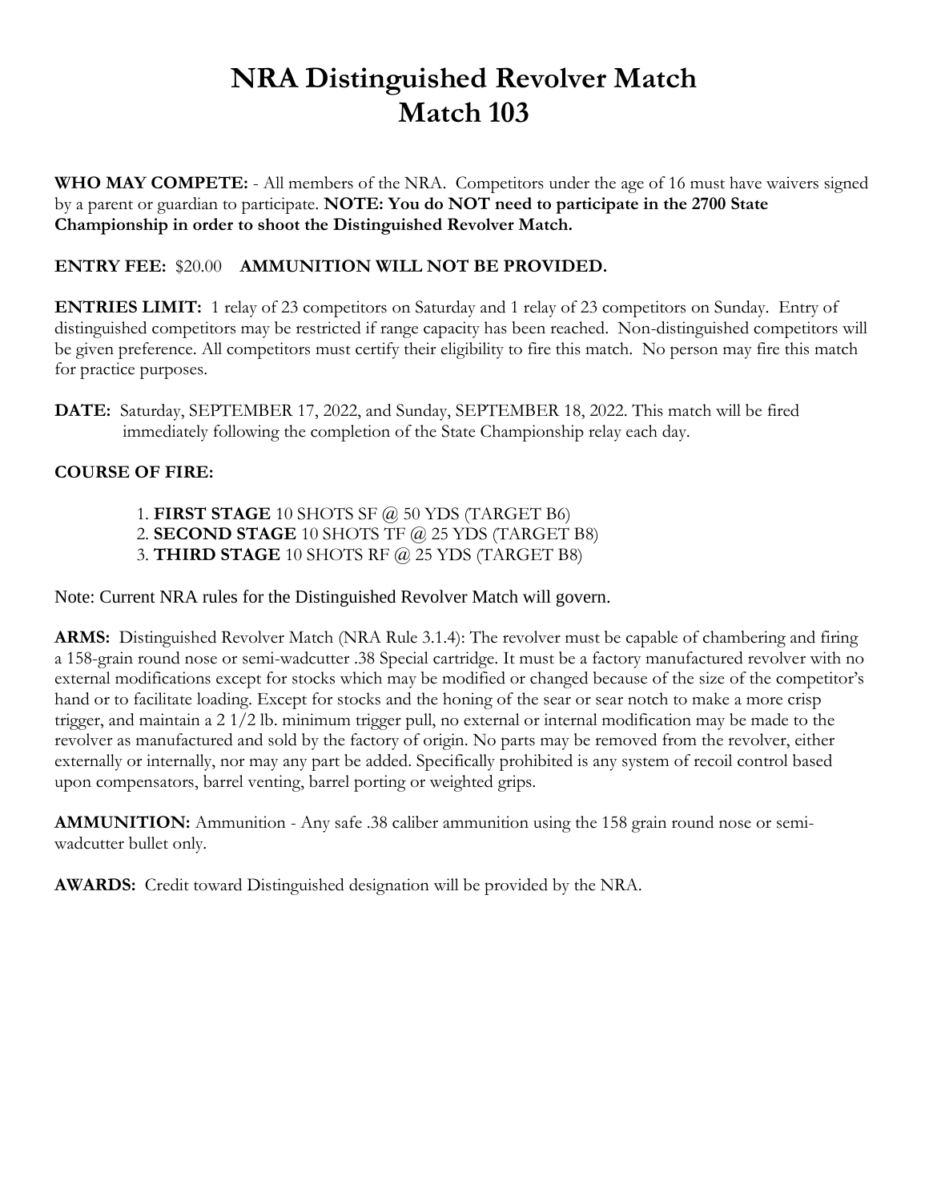# NRA Distinguished Revolver Match
# Match 103

**WHO MAY COMPETE:** - All members of the NRA. Competitors under the age of 16 must have waivers signed by a parent or guardian to participate. **NOTE: You do NOT need to participate in the 2700 State Championship in order to shoot the Distinguished Revolver Match.**

**ENTRY FEE:** $20.00 **AMMUNITION WILL NOT BE PROVIDED.**

**ENTRIES LIMIT:** 1 relay of 23 competitors on Saturday and 1 relay of 23 competitors on Sunday. Entry of distinguished competitors may be restricted if range capacity has been reached. Non-distinguished competitors will be given preference. All competitors must certify their eligibility to fire this match. No person may fire this match for practice purposes.

**DATE:** Saturday, SEPTEMBER 17, 2022, and Sunday, SEPTEMBER 18, 2022. This match will be fired immediately following the completion of the State Championship relay each day.

**COURSE OF FIRE:**

1. **FIRST STAGE** 10 SHOTS SF @ 50 YDS (TARGET B6)
2. **SECOND STAGE** 10 SHOTS TF @ 25 YDS (TARGET B8)
3. **THIRD STAGE** 10 SHOTS RF @ 25 YDS (TARGET B8)

Note: Current NRA rules for the Distinguished Revolver Match will govern.

**ARMS:** Distinguished Revolver Match (NRA Rule 3.1.4): The revolver must be capable of chambering and firing a 158-grain round nose or semi-wadcutter .38 Special cartridge. It must be a factory manufactured revolver with no external modifications except for stocks which may be modified or changed because of the size of the competitor's hand or to facilitate loading. Except for stocks and the honing of the sear or sear notch to make a more crisp trigger, and maintain a 2 1/2 lb. minimum trigger pull, no external or internal modification may be made to the revolver as manufactured and sold by the factory of origin. No parts may be removed from the revolver, either externally or internally, nor may any part be added. Specifically prohibited is any system of recoil control based upon compensators, barrel venting, barrel porting or weighted grips.

**AMMUNITION:** Ammunition - Any safe .38 caliber ammunition using the 158 grain round nose or semi-wadcutter bullet only.

**AWARDS:** Credit toward Distinguished designation will be provided by the NRA.